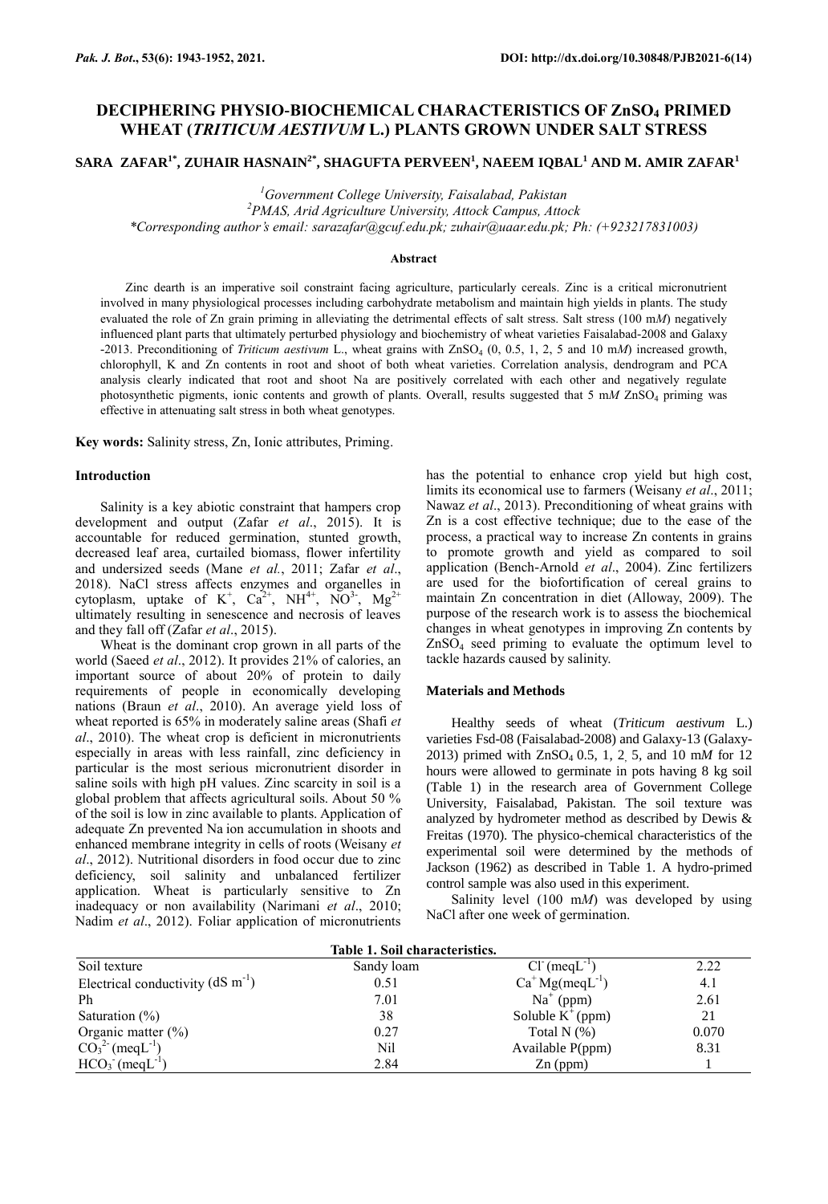# DECIPHERING PHYSIO-BIOCHEMICAL CHARACTERISTICS OF $ZnSO_4$ PRIMED WHEAT (*TRITICUM AESTIVUM* L.) PLANTS GROWN UNDER SALT STRESS

**SARA ZAFAR[1*], ZUHAIR HASNAIN[2*], SHAGUFTA PERVEEN[1], NAEEM IQBAL[1] AND M. AMIR ZAFAR[1]**

*[1]Government College University, Faisalabad, Pakistan*
*[2]PMAS, Arid Agriculture University, Attock Campus, Attock*
*\*Corresponding author's email: sarazafar@gcuf.edu.pk; zuhair@uaar.edu.pk; Ph: (+923217831003)*

### Abstract

Zinc dearth is an imperative soil constraint facing agriculture, particularly cereals. Zinc is a critical micronutrient involved in many physiological processes including carbohydrate metabolism and maintain high yields in plants. The study evaluated the role of Zn grain priming in alleviating the detrimental effects of salt stress. Salt stress (100 m*M*) negatively influenced plant parts that ultimately perturbed physiology and biochemistry of wheat varieties Faisalabad-2008 and Galaxy -2013. Preconditioning of *Triticum aestivum* L., wheat grains with $ZnSO_4$ (0, 0.5, 1, 2, 5 and 10 m*M*) increased growth, chlorophyll, K and Zn contents in root and shoot of both wheat varieties. Correlation analysis, dendrogram and PCA analysis clearly indicated that root and shoot Na are positively correlated with each other and negatively regulate photosynthetic pigments, ionic contents and growth of plants. Overall, results suggested that 5 m*M* $ZnSO_4$ priming was effective in attenuating salt stress in both wheat genotypes.

**Key words:** Salinity stress, Zn, Ionic attributes, Priming.

## Introduction

Salinity is a key abiotic constraint that hampers crop development and output (Zafar *et al*., 2015). It is accountable for reduced germination, stunted growth, decreased leaf area, curtailed biomass, flower infertility and undersized seeds (Mane *et al.*, 2011; Zafar *et al*., 2018). NaCl stress affects enzymes and organelles in cytoplasm, uptake of $K^+$, $Ca^{2+}$, $NH^{4+}$, $NO^{3-}$, $Mg^{2+}$ ultimately resulting in senescence and necrosis of leaves and they fall off (Zafar *et al*., 2015).

Wheat is the dominant crop grown in all parts of the world (Saeed *et al*., 2012). It provides 21% of calories, an important source of about 20% of protein to daily requirements of people in economically developing nations (Braun *et al*., 2010). An average yield loss of wheat reported is 65% in moderately saline areas (Shafi *et al*., 2010). The wheat crop is deficient in micronutrients especially in areas with less rainfall, zinc deficiency in particular is the most serious micronutrient disorder in saline soils with high pH values. Zinc scarcity in soil is a global problem that affects agricultural soils. About 50 % of the soil is low in zinc available to plants. Application of adequate Zn prevented Na ion accumulation in shoots and enhanced membrane integrity in cells of roots (Weisany *et al*., 2012). Nutritional disorders in food occur due to zinc deficiency, soil salinity and unbalanced fertilizer application. Wheat is particularly sensitive to Zn inadequacy or non availability (Narimani *et al*., 2010; Nadim *et al*., 2012). Foliar application of micronutrients has the potential to enhance crop yield but high cost, limits its economical use to farmers (Weisany *et al*., 2011; Nawaz *et al*., 2013). Preconditioning of wheat grains with Zn is a cost effective technique; due to the ease of the process, a practical way to increase Zn contents in grains to promote growth and yield as compared to soil application (Bench-Arnold *et al*., 2004). Zinc fertilizers are used for the biofortification of cereal grains to maintain Zn concentration in diet (Alloway, 2009). The purpose of the research work is to assess the biochemical changes in wheat genotypes in improving Zn contents by $ZnSO_4$ seed priming to evaluate the optimum level to tackle hazards caused by salinity.

## Materials and Methods

Healthy seeds of wheat (*Triticum aestivum* L.) varieties Fsd-08 (Faisalabad-2008) and Galaxy-13 (Galaxy-2013) primed with $ZnSO_4$ 0.5, 1, 2, 5, and 10 m*M* for 12 hours were allowed to germinate in pots having 8 kg soil (Table 1) in the research area of Government College University, Faisalabad, Pakistan. The soil texture was analyzed by hydrometer method as described by Dewis & Freitas (1970). The physico-chemical characteristics of the experimental soil were determined by the methods of Jackson (1962) as described in Table 1. A hydro-primed control sample was also used in this experiment.

Salinity level (100 m*M*) was developed by using NaCl after one week of germination.

**Table 1. Soil characteristics.**

| | | | |
|---|---|---|---|
| Soil texture | Sandy loam | $Cl^-$ ($meqL^{-1}$) | 2.22 |
| Electrical conductivity ($dS\ m^{-1}$) | 0.51 | $Ca^+Mg$($meqL^{-1}$) | 4.1 |
| Ph | 7.01 | $Na^+$ (ppm) | 2.61 |
| Saturation (%) | 38 | Soluble $K^+$ (ppm) | 21 |
| Organic matter (%) | 0.27 | Total N (%) | 0.070 |
| $CO_3^{2-}$ ($meqL^{-1}$) | Nil | Available P(ppm) | 8.31 |
| $HCO_3^-$ ($meqL^{-1}$) | 2.84 | Zn (ppm) | 1 |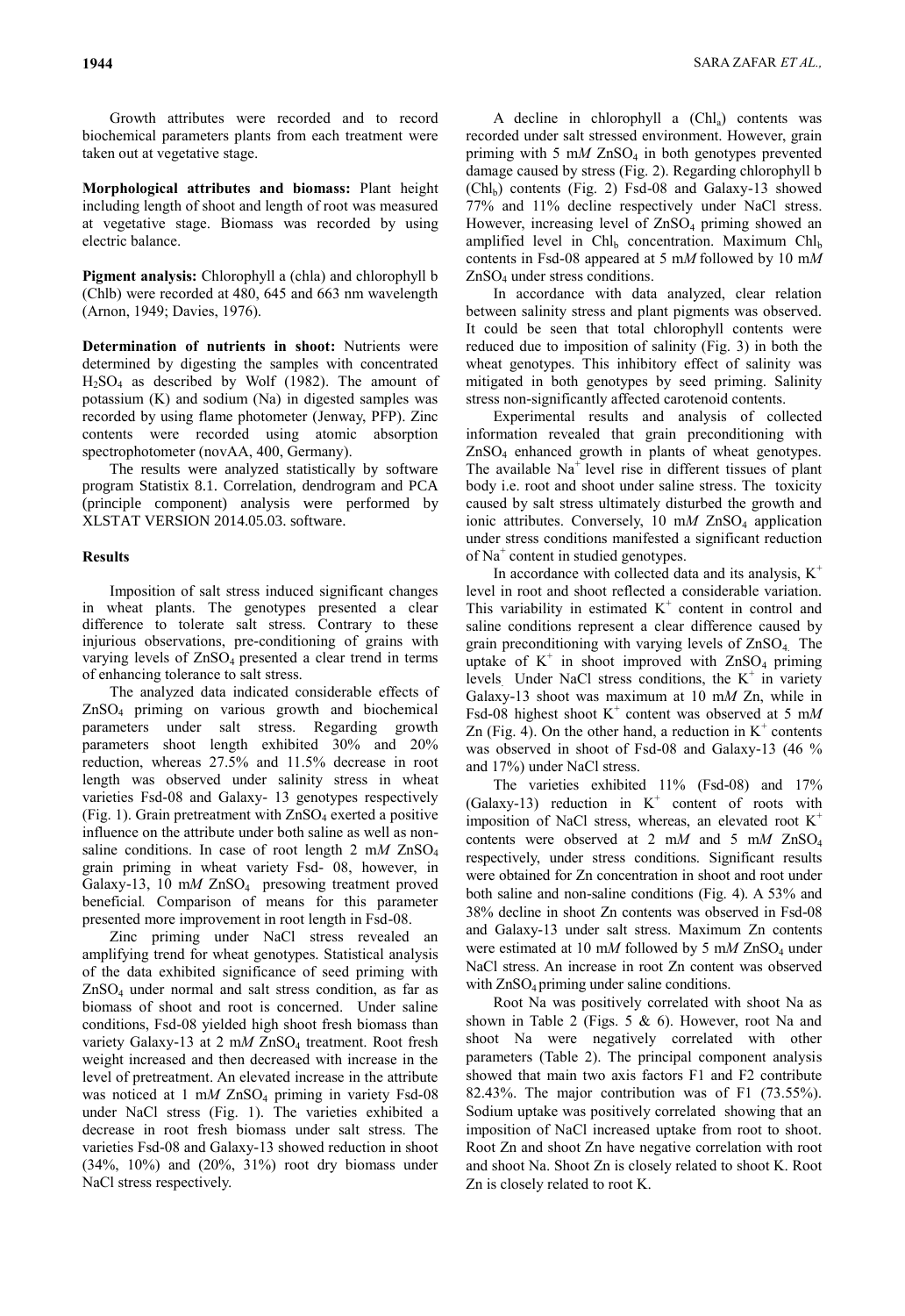Growth attributes were recorded and to record biochemical parameters plants from each treatment were taken out at vegetative stage.

**Morphological attributes and biomass:** Plant height including length of shoot and length of root was measured at vegetative stage. Biomass was recorded by using electric balance.

**Pigment analysis:** Chlorophyll a (chla) and chlorophyll b (Chlb) were recorded at 480, 645 and 663 nm wavelength (Arnon, 1949; Davies, 1976).

**Determination of nutrients in shoot:** Nutrients were determined by digesting the samples with concentrated $H_2SO_4$ as described by Wolf (1982). The amount of potassium (K) and sodium (Na) in digested samples was recorded by using flame photometer (Jenway, PFP). Zinc contents were recorded using atomic absorption spectrophotometer (novAA, 400, Germany).

The results were analyzed statistically by software program Statistix 8.1. Correlation, dendrogram and PCA (principle component) analysis were performed by XLSTAT VERSION 2014.05.03. software.

## Results

Imposition of salt stress induced significant changes in wheat plants. The genotypes presented a clear difference to tolerate salt stress. Contrary to these injurious observations, pre-conditioning of grains with varying levels of $ZnSO_4$ presented a clear trend in terms of enhancing tolerance to salt stress.

The analyzed data indicated considerable effects of $ZnSO_4$ priming on various growth and biochemical parameters under salt stress. Regarding growth parameters shoot length exhibited 30% and 20% reduction, whereas 27.5% and 11.5% decrease in root length was observed under salinity stress in wheat varieties Fsd-08 and Galaxy- 13 genotypes respectively (Fig. 1). Grain pretreatment with $ZnSO_4$ exerted a positive influence on the attribute under both saline as well as non-saline conditions. In case of root length 2 m*M* $ZnSO_4$ grain priming in wheat variety Fsd- 08, however, in Galaxy-13, 10 m*M* $ZnSO_4$ presowing treatment proved beneficial. Comparison of means for this parameter presented more improvement in root length in Fsd-08.

Zinc priming under NaCl stress revealed an amplifying trend for wheat genotypes. Statistical analysis of the data exhibited significance of seed priming with $ZnSO_4$ under normal and salt stress condition, as far as biomass of shoot and root is concerned. Under saline conditions, Fsd-08 yielded high shoot fresh biomass than variety Galaxy-13 at 2 m*M* $ZnSO_4$ treatment. Root fresh weight increased and then decreased with increase in the level of pretreatment. An elevated increase in the attribute was noticed at 1 m*M* $ZnSO_4$ priming in variety Fsd-08 under NaCl stress (Fig. 1). The varieties exhibited a decrease in root fresh biomass under salt stress. The varieties Fsd-08 and Galaxy-13 showed reduction in shoot (34%, 10%) and (20%, 31%) root dry biomass under NaCl stress respectively.

A decline in chlorophyll a ($Chl_a$) contents was recorded under salt stressed environment. However, grain priming with 5 m*M* $ZnSO_4$ in both genotypes prevented damage caused by stress (Fig. 2). Regarding chlorophyll b ($Chl_b$) contents (Fig. 2) Fsd-08 and Galaxy-13 showed 77% and 11% decline respectively under NaCl stress. However, increasing level of $ZnSO_4$ priming showed an amplified level in $Chl_b$ concentration. Maximum $Chl_b$ contents in Fsd-08 appeared at 5 m*M* followed by 10 m*M* $ZnSO_4$ under stress conditions.

In accordance with data analyzed, clear relation between salinity stress and plant pigments was observed. It could be seen that total chlorophyll contents were reduced due to imposition of salinity (Fig. 3) in both the wheat genotypes. This inhibitory effect of salinity was mitigated in both genotypes by seed priming. Salinity stress non-significantly affected carotenoid contents.

Experimental results and analysis of collected information revealed that grain preconditioning with $ZnSO_4$ enhanced growth in plants of wheat genotypes. The available $Na^+$ level rise in different tissues of plant body i.e. root and shoot under saline stress. The toxicity caused by salt stress ultimately disturbed the growth and ionic attributes. Conversely, 10 m*M* $ZnSO_4$ application under stress conditions manifested a significant reduction of $Na^+$ content in studied genotypes.

In accordance with collected data and its analysis, $K^+$ level in root and shoot reflected a considerable variation. This variability in estimated $K^+$ content in control and saline conditions represent a clear difference caused by grain preconditioning with varying levels of $ZnSO_4$. The uptake of $K^+$ in shoot improved with $ZnSO_4$ priming levels. Under NaCl stress conditions, the $K^+$ in variety Galaxy-13 shoot was maximum at 10 m*M* Zn, while in Fsd-08 highest shoot $K^+$ content was observed at 5 m*M* Zn (Fig. 4). On the other hand, a reduction in $K^+$ contents was observed in shoot of Fsd-08 and Galaxy-13 (46 % and 17%) under NaCl stress.

The varieties exhibited 11% (Fsd-08) and 17% (Galaxy-13) reduction in $K^+$ content of roots with imposition of NaCl stress, whereas, an elevated root $K^+$ contents were observed at 2 m*M* and 5 m*M* $ZnSO_4$ respectively, under stress conditions. Significant results were obtained for Zn concentration in shoot and root under both saline and non-saline conditions (Fig. 4). A 53% and 38% decline in shoot Zn contents was observed in Fsd-08 and Galaxy-13 under salt stress. Maximum Zn contents were estimated at 10 m*M* followed by 5 m*M* $ZnSO_4$ under NaCl stress. An increase in root Zn content was observed with $ZnSO_4$ priming under saline conditions.

Root Na was positively correlated with shoot Na as shown in Table 2 (Figs. 5 & 6). However, root Na and shoot Na were negatively correlated with other parameters (Table 2). The principal component analysis showed that main two axis factors F1 and F2 contribute 82.43%. The major contribution was of F1 (73.55%). Sodium uptake was positively correlated showing that an imposition of NaCl increased uptake from root to shoot. Root Zn and shoot Zn have negative correlation with root and shoot Na. Shoot Zn is closely related to shoot K. Root Zn is closely related to root K.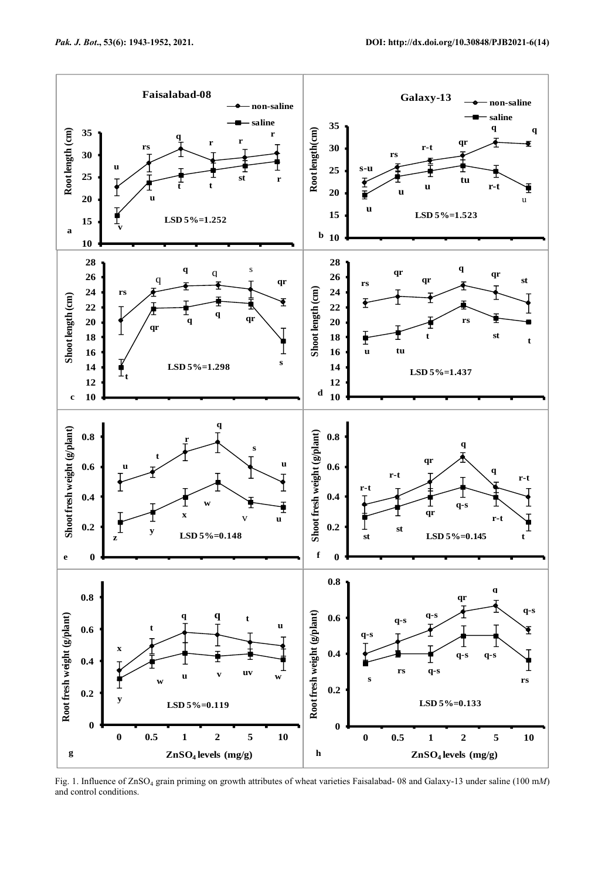Fig. 1. Influence of $ZnSO_4$ grain priming on growth attributes of wheat varieties Faisalabad- 08 and Galaxy-13 under saline (100 m*M*) and control conditions.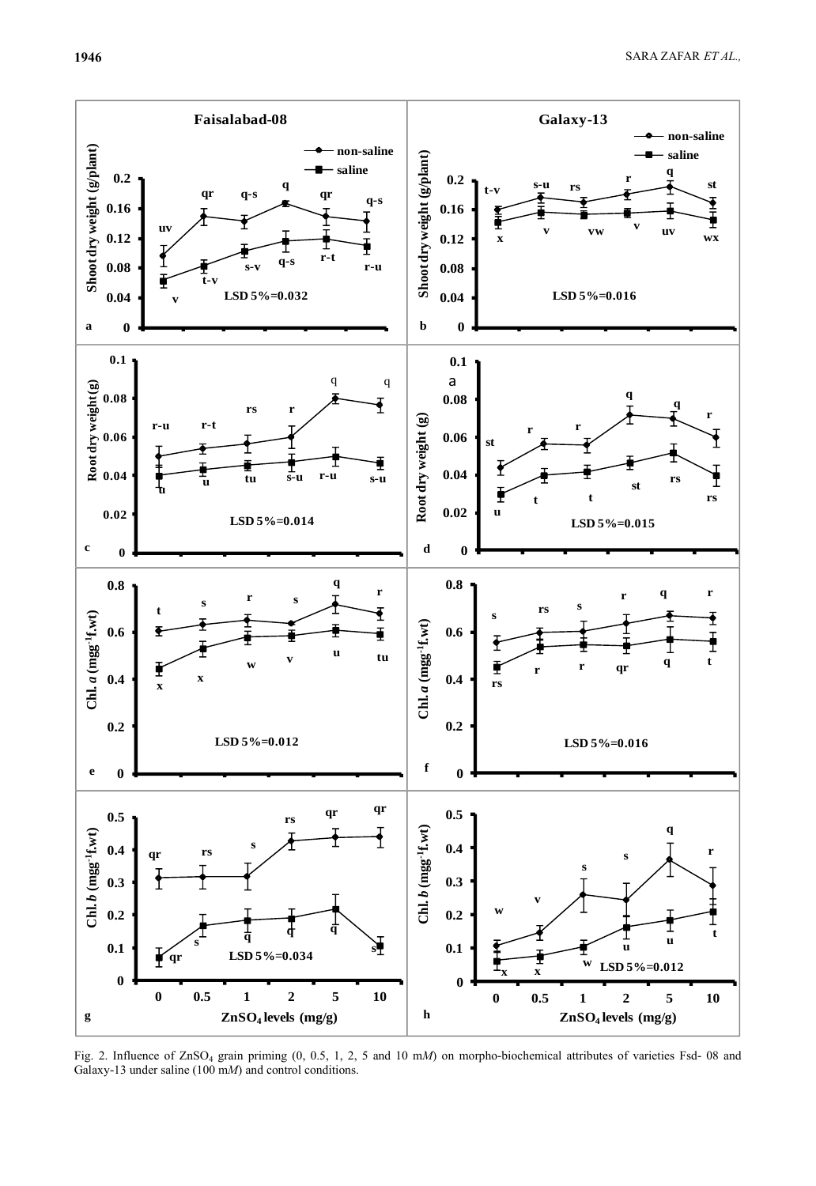Fig. 2. Influence of $ZnSO_4$ grain priming (0, 0.5, 1, 2, 5 and 10 m*M*) on morpho-biochemical attributes of varieties Fsd- 08 and Galaxy-13 under saline (100 m*M*) and control conditions.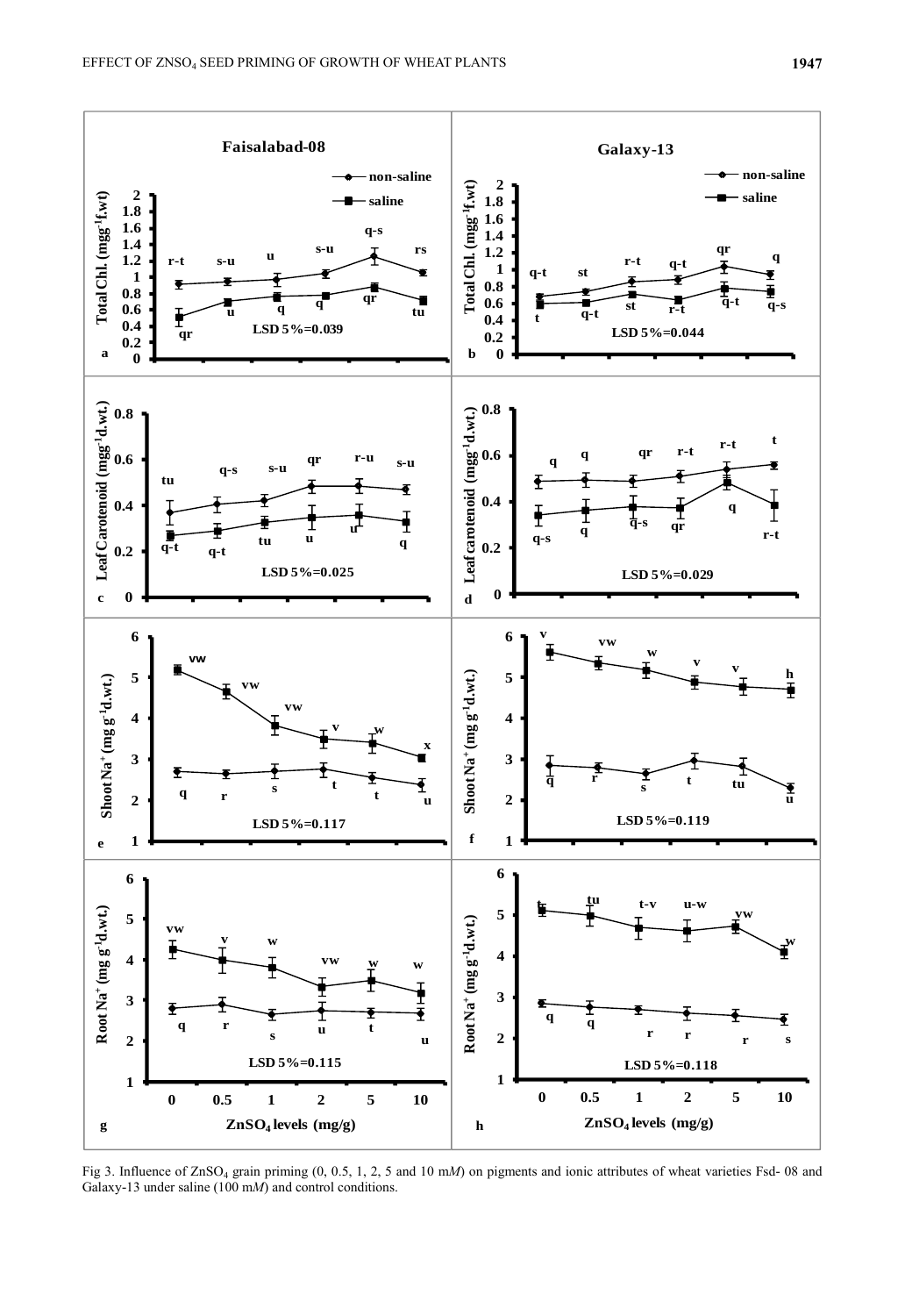Fig 3. Influence of $ZnSO_4$ grain priming (0, 0.5, 1, 2, 5 and 10 m*M*) on pigments and ionic attributes of wheat varieties Fsd- 08 and Galaxy-13 under saline (100 m*M*) and control conditions.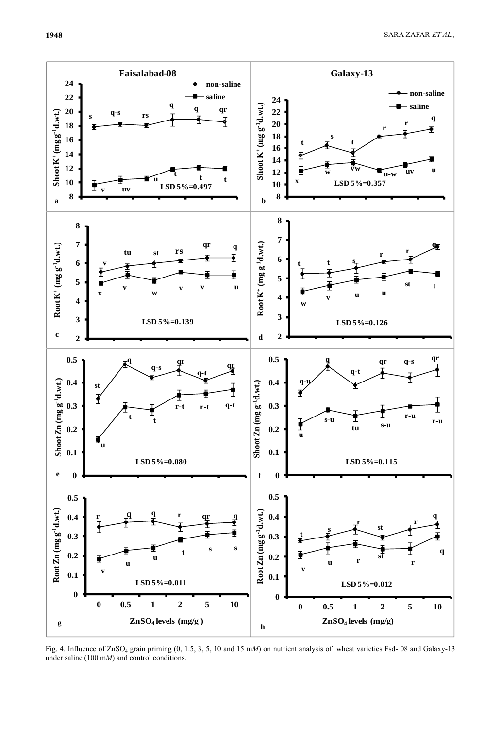Fig. 4. Influence of $ZnSO_4$ grain priming (0, 1.5, 3, 5, 10 and 15 m*M*) on nutrient analysis of wheat varieties Fsd- 08 and Galaxy-13 under saline (100 m*M*) and control conditions.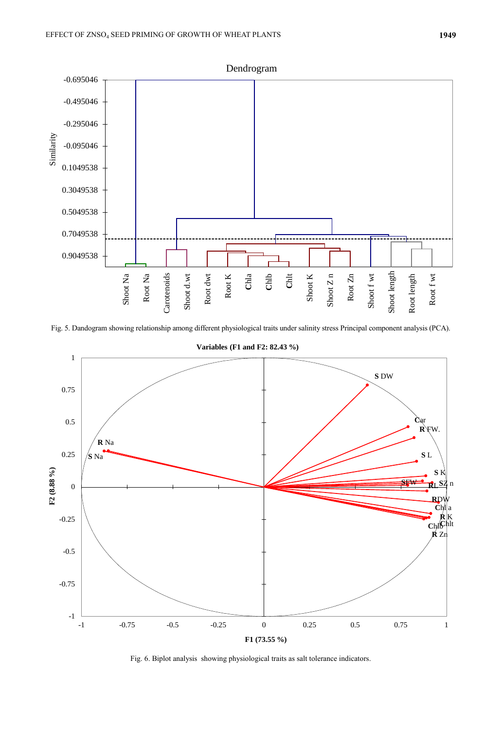Fig. 5. Dandogram showing relationship among different physiological traits under salinity stress Principal component analysis (PCA).

Fig. 6. Biplot analysis showing physiological traits as salt tolerance indicators.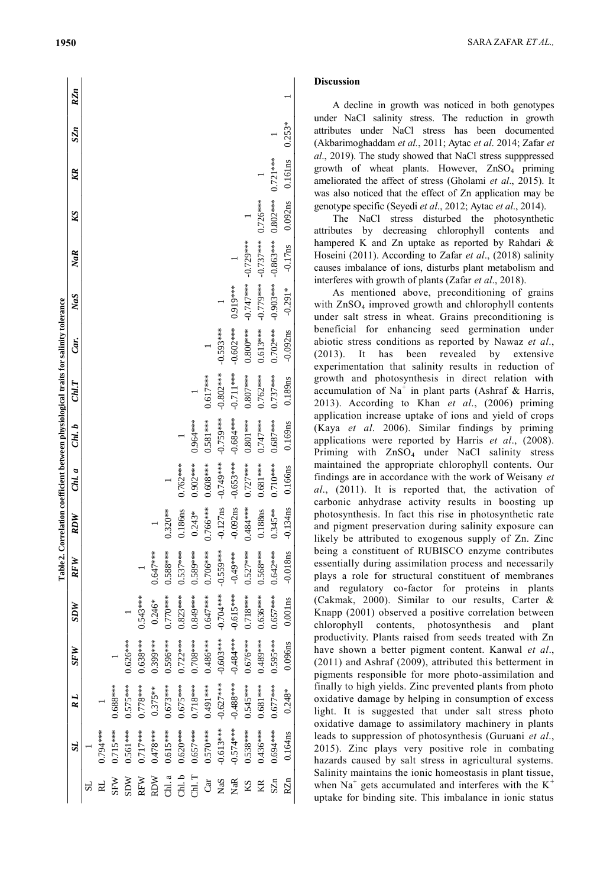**Table 2. Correlation coefficient between physiological traits for salinity tolerance**

| | SL | R L | SFW | SDW | RFW | RDW | Chl. a | Chl. b | Chl.T | Car. | NaS | NaR | KS | KR | SZn | RZn |
|---|---|---|---|---|---|---|---|---|---|---|---|---|---|---|---|---|
| SL | 1 | | | | | | | | | | | | | | | |
| RL | 0.794*** | 1 | | | | | | | | | | | | | | |
| SFW | 0.715*** | 0.688*** | 1 | | | | | | | | | | | | | |
| SDW | 0.561*** | 0.575*** | 0.626*** | 1 | | | | | | | | | | | | |
| RFW | 0.717*** | 0.778*** | 0.638*** | 0.543*** | 1 | | | | | | | | | | | |
| RDW | 0.478*** | 0.375** | 0.399*** | 0.246* | 0.647*** | 1 | | | | | | | | | | |
| Chl. a | 0.615*** | 0.673*** | 0.596*** | 0.770*** | 0.588*** | 0.320** | 1 | | | | | | | | | |
| Chl. b | 0.620*** | 0.675*** | 0.722*** | 0.823*** | 0.537*** | 0.186ns | 0.762*** | 1 | | | | | | | | |
| Chl. T | 0.657*** | 0.718*** | 0.708*** | 0.849*** | 0.589*** | 0.243* | 0.902*** | 0.964*** | 1 | | | | | | | |
| Car | 0.570*** | 0.491*** | 0.486*** | 0.647*** | 0.706*** | 0.766*** | 0.608*** | 0.581*** | 0.617*** | 1 | | | | | | |
| NaS | -0.613*** | -0.627*** | -0.603*** | -0.704*** | -0.559*** | -0.127ns | -0.749*** | -0.759*** | -0.802*** | -0.593*** | 1 | | | | | |
| NaR | -0.574*** | -0.488*** | -0.484*** | -0.615*** | -0.49*** | -0.092ns | -0.653*** | -0.684*** | -0.711*** | -0.602*** | 0.919*** | 1 | | | | |
| KS | 0.538*** | 0.545*** | 0.676*** | 0.718*** | 0.527*** | 0.484*** | 0.727*** | 0.801*** | 0.807*** | 0.800*** | -0.747*** | -0.729*** | 1 | | | |
| KR | 0.436*** | 0.681*** | 0.489*** | 0.636*** | 0.568*** | 0.188ns | 0.681*** | 0.747*** | 0.762*** | 0.613*** | -0.779*** | -0.737*** | 0.726*** | 1 | | |
| SZn | 0.694*** | 0.677*** | 0.595*** | 0.657*** | 0.642*** | 0.345** | 0.710*** | 0.687*** | 0.737*** | 0.702*** | -0.903*** | -0.863*** | 0.802*** | 0.721*** | 1 | |
| RZn | 0.164ns | 0.248* | 0.096ns | 0.001ns | -0.018ns | -0.134ns | 0.166ns | 0.169ns | 0.189ns | -0.092ns | -0.291* | -0.17ns | 0.092ns | 0.161ns | 0.253* | 1 |

## Discussion

A decline in growth was noticed in both genotypes under NaCl salinity stress. The reduction in growth attributes under NaCl stress has been documented (Akbarimoghaddam *et al.*, 2011; Aytac *et al*. 2014; Zafar *et al*., 2019). The study showed that NaCl stress supppressed growth of wheat plants. However, $ZnSO_4$ priming ameliorated the affect of stress (Gholami *et al*., 2015). It was also noticed that the effect of Zn application may be genotype specific (Seyedi *et al*., 2012; Aytac *et al*., 2014).

The NaCl stress disturbed the photosynthetic attributes by decreasing chlorophyll contents and hampered K and Zn uptake as reported by Rahdari & Hoseini (2011). According to Zafar *et al*., (2018) salinity causes imbalance of ions, disturbs plant metabolism and interferes with growth of plants (Zafar *et al*., 2018).

As mentioned above, preconditioning of grains with $ZnSO_4$ improved growth and chlorophyll contents under salt stress in wheat. Grains preconditioning is beneficial for enhancing seed germination under abiotic stress conditions as reported by Nawaz *et al*., (2013). It has been revealed by extensive experimentation that salinity results in reduction of growth and photosynthesis in direct relation with accumulation of $Na^+$ in plant parts (Ashraf & Harris, 2013). According to Khan *et al*., (2006) priming application increase uptake of ions and yield of crops (Kaya *et al*. 2006). Similar findings by priming applications were reported by Harris *et al*., (2008). Priming with $ZnSO_4$ under NaCl salinity stress maintained the appropriate chlorophyll contents. Our findings are in accordance with the work of Weisany *et al*., (2011). It is reported that, the activation of carbonic anhydrase activity results in boosting up photosynthesis. In fact this rise in photosynthetic rate and pigment preservation during salinity exposure can likely be attributed to exogenous supply of Zn. Zinc being a constituent of RUBISCO enzyme contributes essentially during assimilation process and necessarily plays a role for structural constituent of membranes and regulatory co-factor for proteins in plants (Cakmak, 2000). Similar to our results, Carter & Knapp (2001) observed a positive correlation between chlorophyll contents, photosynthesis and plant productivity. Plants raised from seeds treated with Zn have shown a better pigment content. Kanwal *et al*., (2011) and Ashraf (2009), attributed this betterment in pigments responsible for more photo-assimilation and finally to high yields. Zinc prevented plants from photo oxidative damage by helping in consumption of excess light. It is suggested that under salt stress photo oxidative damage to assimilatory machinery in plants leads to suppression of photosynthesis (Guruani *et al*., 2015). Zinc plays very positive role in combating hazards caused by salt stress in agricultural systems. Salinity maintains the ionic homeostasis in plant tissue, when $Na^+$ gets accumulated and interferes with the $K^+$ uptake for binding site. This imbalance in ionic status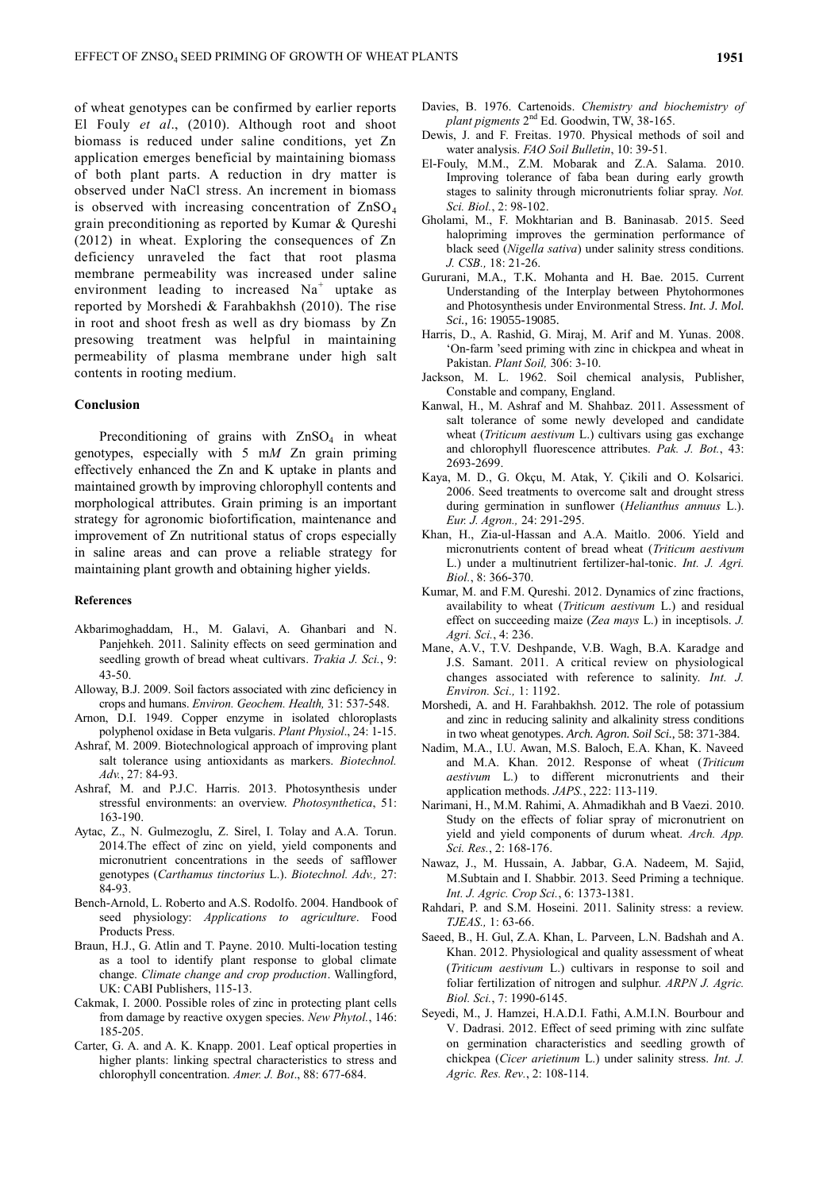of wheat genotypes can be confirmed by earlier reports El Fouly *et al*., (2010). Although root and shoot biomass is reduced under saline conditions, yet Zn application emerges beneficial by maintaining biomass of both plant parts. A reduction in dry matter is observed under NaCl stress. An increment in biomass is observed with increasing concentration of $ZnSO_4$ grain preconditioning as reported by Kumar & Qureshi (2012) in wheat. Exploring the consequences of Zn deficiency unraveled the fact that root plasma membrane permeability was increased under saline environment leading to increased $Na^+$ uptake as reported by Morshedi & Farahbakhsh (2010). The rise in root and shoot fresh as well as dry biomass by Zn presowing treatment was helpful in maintaining permeability of plasma membrane under high salt contents in rooting medium.

## Conclusion

Preconditioning of grains with $ZnSO_4$ in wheat genotypes, especially with 5 m*M* Zn grain priming effectively enhanced the Zn and K uptake in plants and maintained growth by improving chlorophyll contents and morphological attributes. Grain priming is an important strategy for agronomic biofortification, maintenance and improvement of Zn nutritional status of crops especially in saline areas and can prove a reliable strategy for maintaining plant growth and obtaining higher yields.

## References

Akbarimoghaddam, H., M. Galavi, A. Ghanbari and N. Panjehkeh. 2011. Salinity effects on seed germination and seedling growth of bread wheat cultivars. *Trakia J. Sci.*, 9: 43-50.

Alloway, B.J. 2009. Soil factors associated with zinc deficiency in crops and humans. *Environ. Geochem. Health,* 31: 537-548.

Arnon, D.I. 1949. Copper enzyme in isolated chloroplasts polyphenol oxidase in Beta vulgaris. *Plant Physiol*., 24: 1-15.

Ashraf, M. 2009. Biotechnological approach of improving plant salt tolerance using antioxidants as markers. *Biotechnol. Adv.*, 27: 84-93.

Ashraf, M. and P.J.C. Harris. 2013. Photosynthesis under stressful environments: an overview. *Photosynthetica*, 51: 163-190.

Aytac, Z., N. Gulmezoglu, Z. Sirel, I. Tolay and A.A. Torun. 2014.The effect of zinc on yield, yield components and micronutrient concentrations in the seeds of safflower genotypes (*Carthamus tinctorius* L.). *Biotechnol. Adv.,* 27: 84-93.

Bench-Arnold, L. Roberto and A.S. Rodolfo. 2004. Handbook of seed physiology: *Applications to agriculture*. Food Products Press.

Braun, H.J., G. Atlin and T. Payne. 2010. Multi-location testing as a tool to identify plant response to global climate change. *Climate change and crop production*. Wallingford, UK: CABI Publishers, 115-13.

Cakmak, I. 2000. Possible roles of zinc in protecting plant cells from damage by reactive oxygen species. *New Phytol.*, 146: 185-205.

Carter, G. A. and A. K. Knapp. 2001. Leaf optical properties in higher plants: linking spectral characteristics to stress and chlorophyll concentration. *Amer. J. Bot*., 88: 677-684.

Davies, B. 1976. Cartenoids. *Chemistry and biochemistry of plant pigments* 2nd Ed. Goodwin, TW, 38-165.

Dewis, J. and F. Freitas. 1970. Physical methods of soil and water analysis. *FAO Soil Bulletin*, 10: 39-51*.*

El-Fouly, M.M., Z.M. Mobarak and Z.A. Salama. 2010. Improving tolerance of faba bean during early growth stages to salinity through micronutrients foliar spray. *Not. Sci. Biol.*, 2: 98-102.

Gholami, M., F. Mokhtarian and B. Baninasab. 2015. Seed halopriming improves the germination performance of black seed (*Nigella sativa*) under salinity stress conditions. *J. CSB.,* 18: 21-26.

Gururani, M.A., T.K. Mohanta and H. Bae. 2015. Current Understanding of the Interplay between Phytohormones and Photosynthesis under Environmental Stress. *Int. J. Mol. Sci.*, 16: 19055-19085.

Harris, D., A. Rashid, G. Miraj, M. Arif and M. Yunas. 2008. 'On-farm 'seed priming with zinc in chickpea and wheat in Pakistan. *Plant Soil,* 306: 3-10.

Jackson, M. L. 1962. Soil chemical analysis, Publisher, Constable and company, England.

Kanwal, H., M. Ashraf and M. Shahbaz. 2011. Assessment of salt tolerance of some newly developed and candidate wheat (*Triticum aestivum* L.) cultivars using gas exchange and chlorophyll fluorescence attributes. *Pak. J. Bot.*, 43: 2693-2699.

Kaya, M. D., G. Okçu, M. Atak, Y. Çikili and O. Kolsarici. 2006. Seed treatments to overcome salt and drought stress during germination in sunflower (*Helianthus annuus* L.). *Eur. J. Agron.,* 24: 291-295.

Khan, H., Zia-ul-Hassan and A.A. Maitlo. 2006. Yield and micronutrients content of bread wheat (*Triticum aestivum* L.) under a multinutrient fertilizer-hal-tonic. *Int. J. Agri. Biol.*, 8: 366-370.

Kumar, M. and F.M. Qureshi. 2012. Dynamics of zinc fractions, availability to wheat (*Triticum aestivum* L.) and residual effect on succeeding maize (*Zea mays* L.) in inceptisols. *J. Agri. Sci.*, 4: 236.

Mane, A.V., T.V. Deshpande, V.B. Wagh, B.A. Karadge and J.S. Samant. 2011. A critical review on physiological changes associated with reference to salinity. *Int. J. Environ. Sci.,* 1: 1192.

Morshedi, A. and H. Farahbakhsh. 2012. The role of potassium and zinc in reducing salinity and alkalinity stress conditions in two wheat genotypes. *Arch. Agron. Soil Sci.,* 58: 371-384.

Nadim, M.A., I.U. Awan, M.S. Baloch, E.A. Khan, K. Naveed and M.A. Khan. 2012. Response of wheat (*Triticum aestivum* L.) to different micronutrients and their application methods. *JAPS.*, 222: 113-119.

Narimani, H., M.M. Rahimi, A. Ahmadikhah and B Vaezi. 2010. Study on the effects of foliar spray of micronutrient on yield and yield components of durum wheat. *Arch. App. Sci. Res.*, 2: 168-176.

Nawaz, J., M. Hussain, A. Jabbar, G.A. Nadeem, M. Sajid, M.Subtain and I. Shabbir. 2013. Seed Priming a technique. *Int. J. Agric. Crop Sci.*, 6: 1373-1381.

Rahdari, P. and S.M. Hoseini. 2011. Salinity stress: a review. *TJEAS.,* 1: 63-66.

Saeed, B., H. Gul, Z.A. Khan, L. Parveen, L.N. Badshah and A. Khan. 2012. Physiological and quality assessment of wheat (*Triticum aestivum* L.) cultivars in response to soil and foliar fertilization of nitrogen and sulphur. *ARPN J. Agric. Biol. Sci.*, 7: 1990-6145.

Seyedi, M., J. Hamzei, H.A.D.I. Fathi, A.M.I.N. Bourbour and V. Dadrasi. 2012. Effect of seed priming with zinc sulfate on germination characteristics and seedling growth of chickpea (*Cicer arietinum* L.) under salinity stress. *Int. J. Agric. Res. Rev.*, 2: 108-114.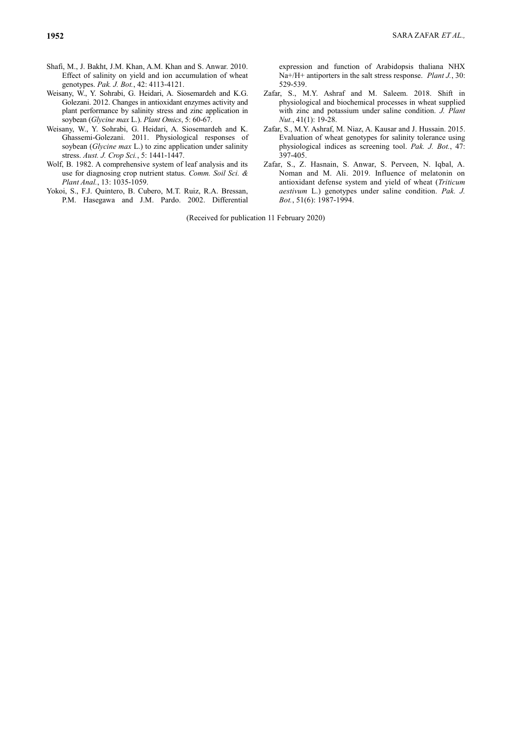Shafi, M., J. Bakht, J.M. Khan, A.M. Khan and S. Anwar. 2010. Effect of salinity on yield and ion accumulation of wheat genotypes. *Pak. J. Bot.*, 42: 4113-4121.

Weisany, W., Y. Sohrabi, G. Heidari, A. Siosemardeh and K.G. Golezani. 2012. Changes in antioxidant enzymes activity and plant performance by salinity stress and zinc application in soybean (*Glycine max* L.). *Plant Omics*, 5: 60-67.

Weisany, W., Y. Sohrabi, G. Heidari, A. Siosemardeh and K. Ghassemi-Golezani. 2011. Physiological responses of soybean (*Glycine max* L.) to zinc application under salinity stress. *Aust. J. Crop Sci.*, 5: 1441-1447.

Wolf, B. 1982. A comprehensive system of leaf analysis and its use for diagnosing crop nutrient status. *Comm. Soil Sci. & Plant Anal.*, 13: 1035-1059.

Yokoi, S., F.J. Quintero, B. Cubero, M.T. Ruiz, R.A. Bressan, P.M. Hasegawa and J.M. Pardo. 2002. Differential expression and function of Arabidopsis thaliana NHX Na+/H+ antiporters in the salt stress response. *Plant J.*, 30: 529-539.

Zafar, S., M.Y. Ashraf and M. Saleem. 2018. Shift in physiological and biochemical processes in wheat supplied with zinc and potassium under saline condition. *J. Plant Nut.*, 41(1): 19-28.

Zafar, S., M.Y. Ashraf, M. Niaz, A. Kausar and J. Hussain. 2015. Evaluation of wheat genotypes for salinity tolerance using physiological indices as screening tool. *Pak. J. Bot.*, 47: 397-405.

Zafar, S., Z. Hasnain, S. Anwar, S. Perveen, N. Iqbal, A. Noman and M. Ali. 2019. Influence of melatonin on antioxidant defense system and yield of wheat (*Triticum aestivum* L.) genotypes under saline condition. *Pak. J. Bot.*, 51(6): 1987-1994.

(Received for publication 11 February 2020)